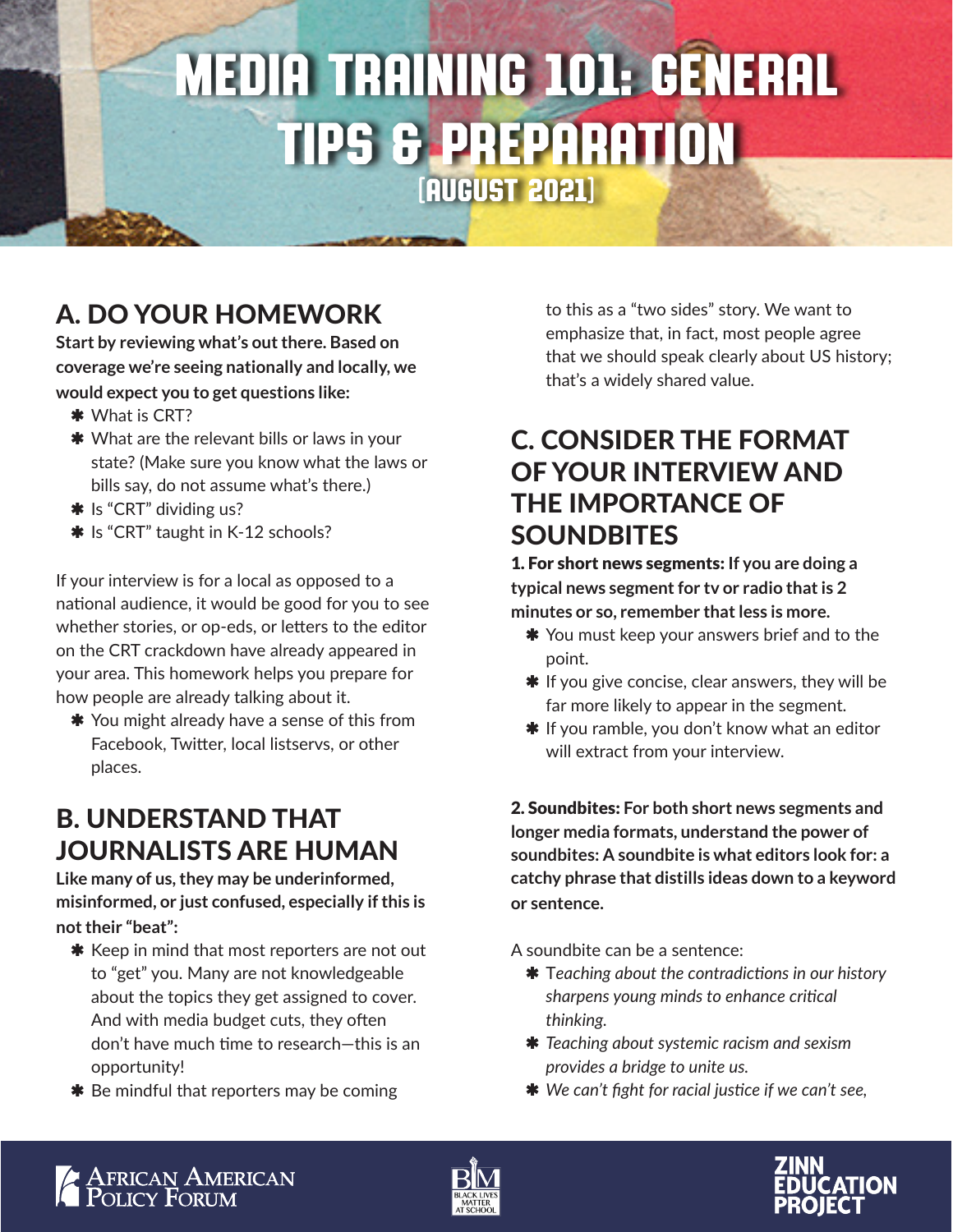# MEDIA TRAINING 101: GENERAL TIPS & PREPARATION
(AUGUST 2021)

## A. DO YOUR HOMEWORK

**Start by reviewing what's out there. Based on coverage we're seeing nationally and locally, we would expect you to get questions like:**

- What is CRT?
- What are the relevant bills or laws in your state? (Make sure you know what the laws or bills say, do not assume what's there.)
- Is "CRT" dividing us?
- Is "CRT" taught in K-12 schools?

If your interview is for a local as opposed to a national audience, it would be good for you to see whether stories, or op-eds, or letters to the editor on the CRT crackdown have already appeared in your area. This homework helps you prepare for how people are already talking about it.

- You might already have a sense of this from Facebook, Twitter, local listservs, or other places.

## B. UNDERSTAND THAT JOURNALISTS ARE HUMAN

**Like many of us, they may be underinformed, misinformed, or just confused, especially if this is not their "beat":**

- Keep in mind that most reporters are not out to "get" you. Many are not knowledgeable about the topics they get assigned to cover. And with media budget cuts, they often don't have much time to research—this is an opportunity!
- Be mindful that reporters may be coming to this as a "two sides" story. We want to emphasize that, in fact, most people agree that we should speak clearly about US history; that's a widely shared value.

## C. CONSIDER THE FORMAT OF YOUR INTERVIEW AND THE IMPORTANCE OF SOUNDBITES

**1. For short news segments: If you are doing a typical news segment for tv or radio that is 2 minutes or so, remember that less is more.**

- You must keep your answers brief and to the point.
- If you give concise, clear answers, they will be far more likely to appear in the segment.
- If you ramble, you don't know what an editor will extract from your interview.

**2. Soundbites: For both short news segments and longer media formats, understand the power of soundbites: A soundbite is what editors look for: a catchy phrase that distills ideas down to a keyword or sentence.**

A soundbite can be a sentence:

- *Teaching about the contradictions in our history sharpens young minds to enhance critical thinking.*
- *Teaching about systemic racism and sexism provides a bridge to unite us.*
- *We can't fight for racial justice if we can't see,*

African American Policy Forum | Black Lives Matter at School | Zinn Education Project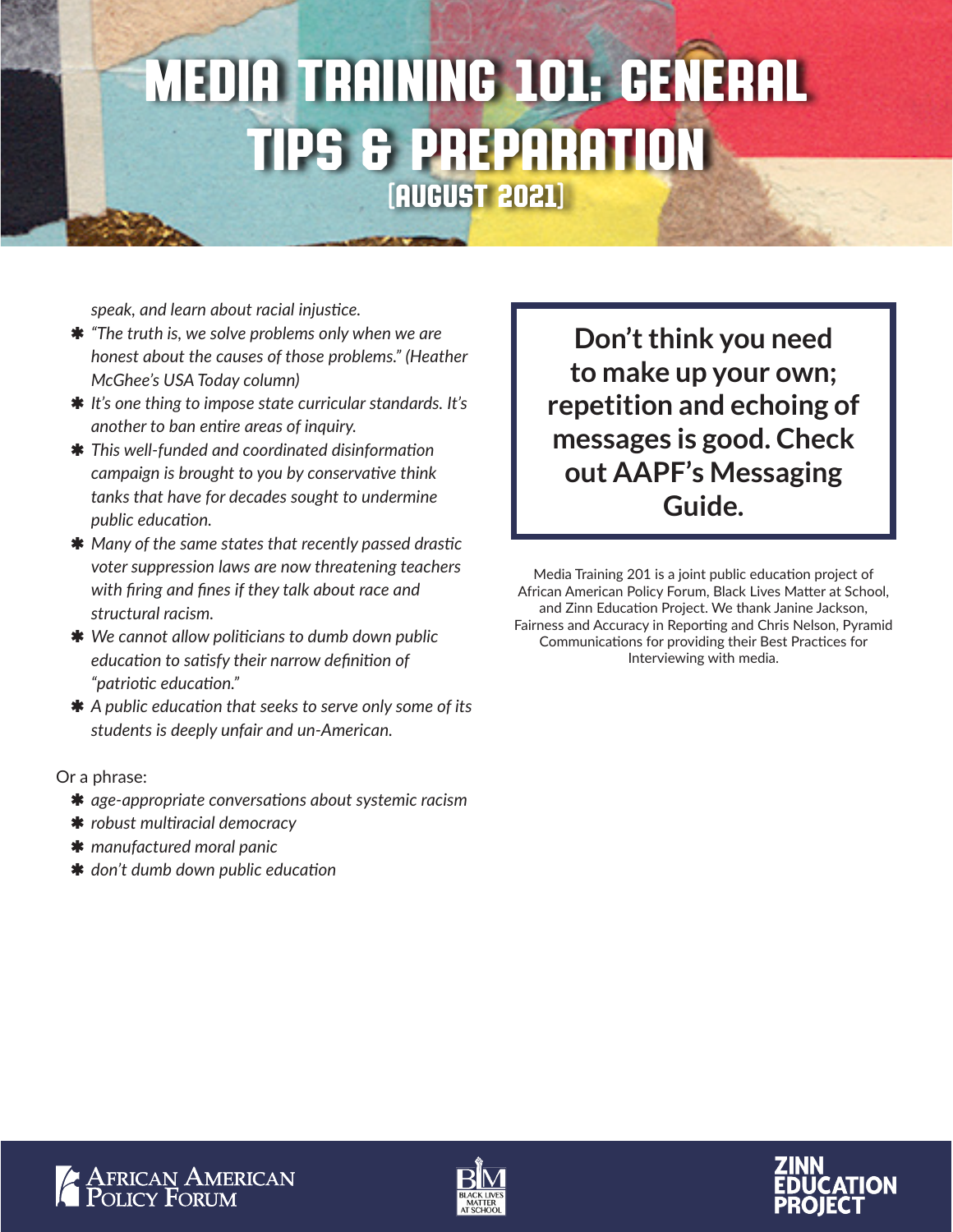# MEDIA TRAINING 101: GENERAL TIPS & PREPARATION

(AUGUST 2021)

*speak, and learn about racial injustice.*

- *"The truth is, we solve problems only when we are honest about the causes of those problems." (Heather McGhee's USA Today column)*
- *It's one thing to impose state curricular standards. It's another to ban entire areas of inquiry.*
- *This well-funded and coordinated disinformation campaign is brought to you by conservative think tanks that have for decades sought to undermine public education.*
- *Many of the same states that recently passed drastic voter suppression laws are now threatening teachers with firing and fines if they talk about race and structural racism.*
- *We cannot allow politicians to dumb down public education to satisfy their narrow definition of "patriotic education."*
- *A public education that seeks to serve only some of its students is deeply unfair and un-American.*

Or a phrase:

- *age-appropriate conversations about systemic racism*
- *robust multiracial democracy*
- *manufactured moral panic*
- *don't dumb down public education*

**Don't think you need to make up your own; repetition and echoing of messages is good. Check out AAPF's Messaging Guide.**

Media Training 201 is a joint public education project of African American Policy Forum, Black Lives Matter at School, and Zinn Education Project. We thank Janine Jackson, Fairness and Accuracy in Reporting and Chris Nelson, Pyramid Communications for providing their Best Practices for Interviewing with media.

African American Policy Forum | Black Lives Matter at School | Zinn Education Project